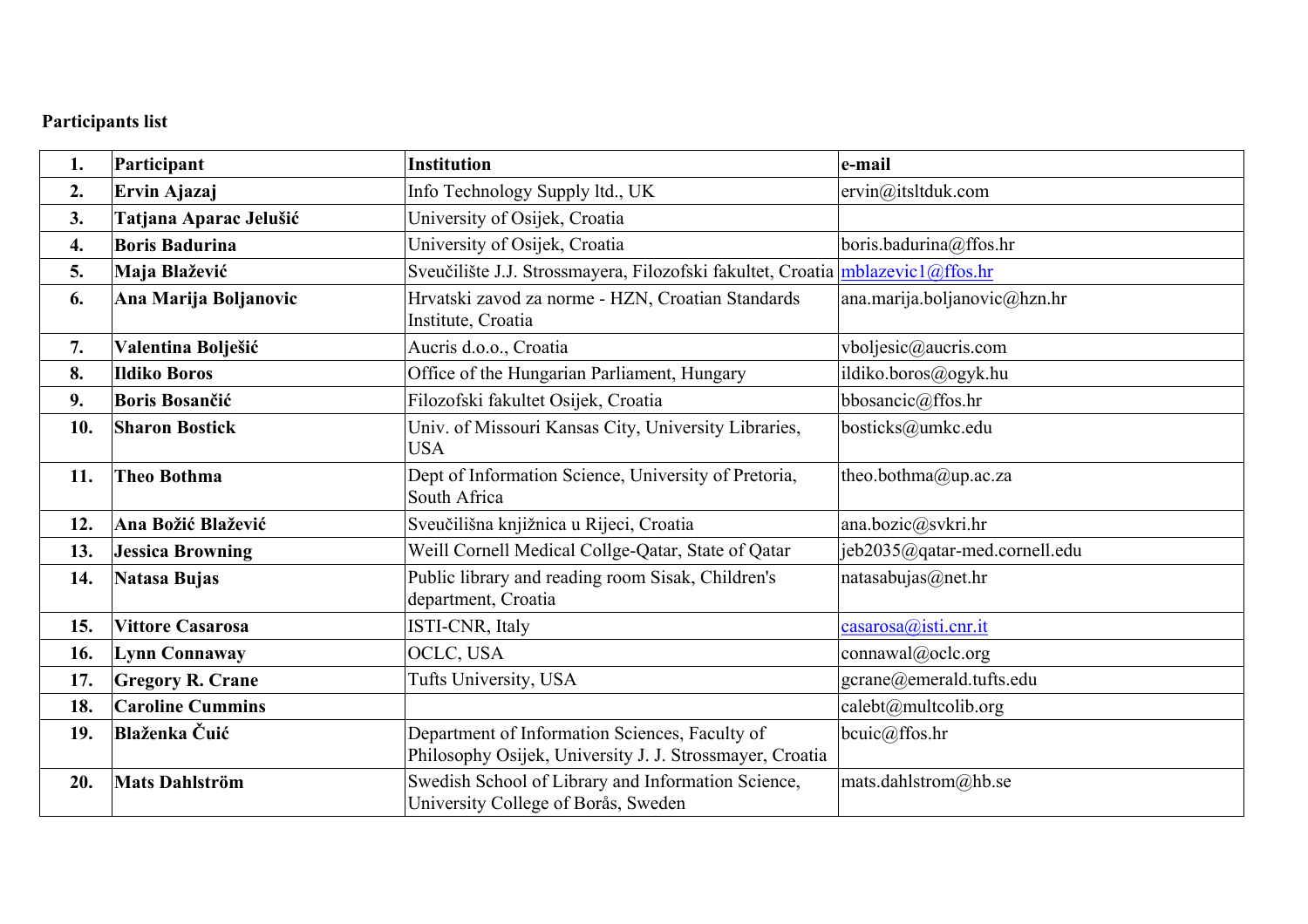**Participants list**

| 1. | Participant | Institution | e-mail |
|---|---|---|---|
| 2. | **Ervin Ajazaj** | Info Technology Supply ltd., UK | ervin@itsltduk.com |
| 3. | **Tatjana Aparac Jelušić** | University of Osijek, Croatia | |
| 4. | **Boris Badurina** | University of Osijek, Croatia | boris.badurina@ffos.hr |
| 5. | **Maja Blažević** | Sveučilište J.J. Strossmayera, Filozofski fakultet, Croatia | mblazevic1@ffos.hr |
| 6. | **Ana Marija Boljanovic** | Hrvatski zavod za norme - HZN, Croatian Standards Institute, Croatia | ana.marija.boljanovic@hzn.hr |
| 7. | **Valentina Bolješić** | Aucris d.o.o., Croatia | vboljesic@aucris.com |
| 8. | **Ildiko Boros** | Office of the Hungarian Parliament, Hungary | ildiko.boros@ogyk.hu |
| 9. | **Boris Bosančić** | Filozofski fakultet Osijek, Croatia | bbosancic@ffos.hr |
| 10. | **Sharon Bostick** | Univ. of Missouri Kansas City, University Libraries, USA | bosticks@umkc.edu |
| 11. | **Theo Bothma** | Dept of Information Science, University of Pretoria, South Africa | theo.bothma@up.ac.za |
| 12. | **Ana Božić Blažević** | Sveučilišna knjižnica u Rijeci, Croatia | ana.bozic@svkri.hr |
| 13. | **Jessica Browning** | Weill Cornell Medical Collge-Qatar, State of Qatar | jeb2035@qatar-med.cornell.edu |
| 14. | **Natasa Bujas** | Public library and reading room Sisak, Children's department, Croatia | natasabujas@net.hr |
| 15. | **Vittore Casarosa** | ISTI-CNR, Italy | casarosa@isti.cnr.it |
| 16. | **Lynn Connaway** | OCLC, USA | connawal@oclc.org |
| 17. | **Gregory R. Crane** | Tufts University, USA | gcrane@emerald.tufts.edu |
| 18. | **Caroline Cummins** | | calebt@multcolib.org |
| 19. | **Blaženka Čuić** | Department of Information Sciences, Faculty of Philosophy Osijek, University J. J. Strossmayer, Croatia | bcuic@ffos.hr |
| 20. | **Mats Dahlström** | Swedish School of Library and Information Science, University College of Borås, Sweden | mats.dahlstrom@hb.se |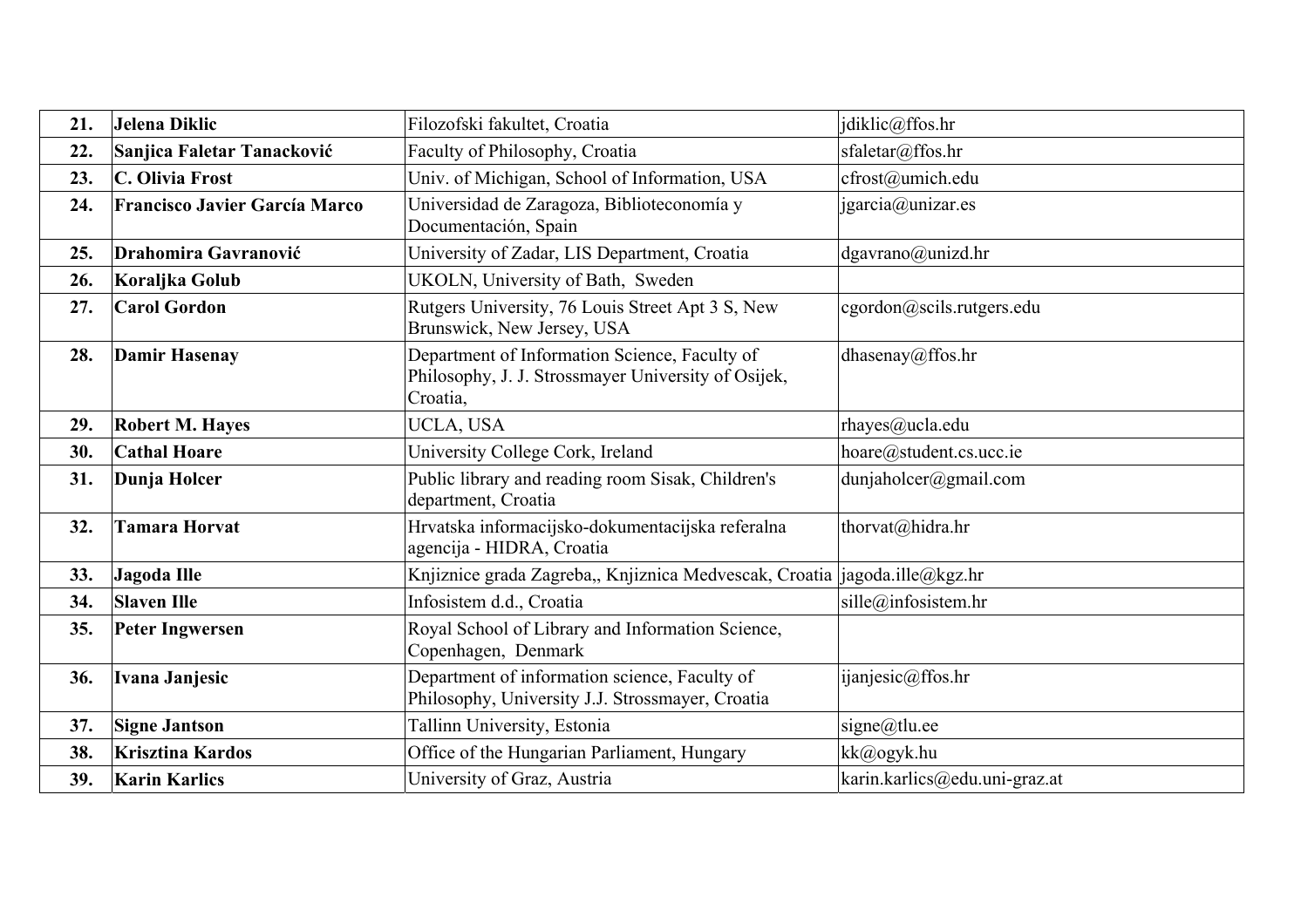| 21. | **Jelena Diklic** | Filozofski fakultet, Croatia | jdiklic@ffos.hr |
|---|---|---|---|
| 22. | **Sanjica Faletar Tanacković** | Faculty of Philosophy, Croatia | sfaletar@ffos.hr |
| 23. | **C. Olivia Frost** | Univ. of Michigan, School of Information, USA | cfrost@umich.edu |
| 24. | **Francisco Javier García Marco** | Universidad de Zaragoza, Biblioteconomía y Documentación, Spain | jgarcia@unizar.es |
| 25. | **Drahomira Gavranović** | University of Zadar, LIS Department, Croatia | dgavrano@unizd.hr |
| 26. | **Koraljka Golub** | UKOLN, University of Bath, Sweden | |
| 27. | **Carol Gordon** | Rutgers University, 76 Louis Street Apt 3 S, New Brunswick, New Jersey, USA | cgordon@scils.rutgers.edu |
| 28. | **Damir Hasenay** | Department of Information Science, Faculty of Philosophy, J. J. Strossmayer University of Osijek, Croatia, | dhasenay@ffos.hr |
| 29. | **Robert M. Hayes** | UCLA, USA | rhayes@ucla.edu |
| 30. | **Cathal Hoare** | University College Cork, Ireland | hoare@student.cs.ucc.ie |
| 31. | **Dunja Holcer** | Public library and reading room Sisak, Children's department, Croatia | dunjaholcer@gmail.com |
| 32. | **Tamara Horvat** | Hrvatska informacijsko-dokumentacijska referalna agencija - HIDRA, Croatia | thorvat@hidra.hr |
| 33. | **Jagoda Ille** | Knjiznice grada Zagreba,, Knjiznica Medvescak, Croatia | jagoda.ille@kgz.hr |
| 34. | **Slaven Ille** | Infosistem d.d., Croatia | sille@infosistem.hr |
| 35. | **Peter Ingwersen** | Royal School of Library and Information Science, Copenhagen, Denmark | |
| 36. | **Ivana Janjesic** | Department of information science, Faculty of Philosophy, University J.J. Strossmayer, Croatia | ijanjesic@ffos.hr |
| 37. | **Signe Jantson** | Tallinn University, Estonia | signe@tlu.ee |
| 38. | **Krisztina Kardos** | Office of the Hungarian Parliament, Hungary | kk@ogyk.hu |
| 39. | **Karin Karlics** | University of Graz, Austria | karin.karlics@edu.uni-graz.at |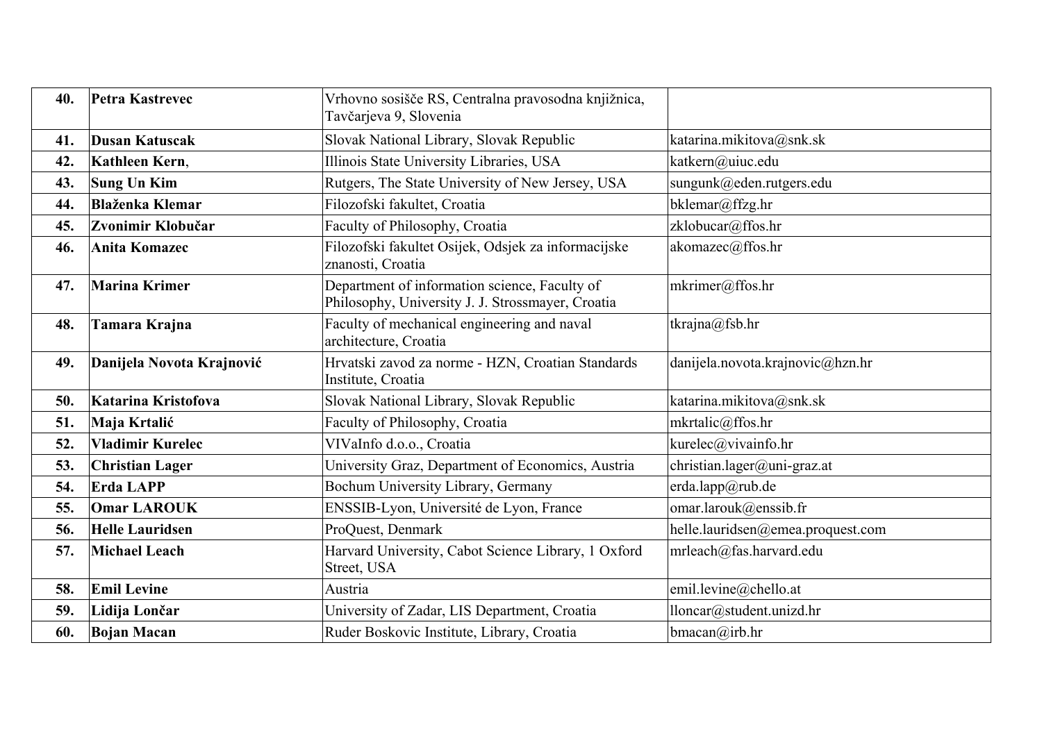| | | | |
|---|---|---|---|
| **40.** | **Petra Kastrevec** | Vrhovno sosišče RS, Centralna pravosodna knjižnica, Tavčarjeva 9, Slovenia | |
| **41.** | **Dusan Katuscak** | Slovak National Library, Slovak Republic | katarina.mikitova@snk.sk |
| **42.** | **Kathleen Kern**, | Illinois State University Libraries, USA | katkern@uiuc.edu |
| **43.** | **Sung Un Kim** | Rutgers, The State University of New Jersey, USA | sungunk@eden.rutgers.edu |
| **44.** | **Blaženka Klemar** | Filozofski fakultet, Croatia | bklemar@ffzg.hr |
| **45.** | **Zvonimir Klobučar** | Faculty of Philosophy, Croatia | zklobucar@ffos.hr |
| **46.** | **Anita Komazec** | Filozofski fakultet Osijek, Odsjek za informacijske znanosti, Croatia | akomazec@ffos.hr |
| **47.** | **Marina Krimer** | Department of information science, Faculty of Philosophy, University J. J. Strossmayer, Croatia | mkrimer@ffos.hr |
| **48.** | **Tamara Krajna** | Faculty of mechanical engineering and naval architecture, Croatia | tkrajna@fsb.hr |
| **49.** | **Danijela Novota Krajnović** | Hrvatski zavod za norme - HZN, Croatian Standards Institute, Croatia | danijela.novota.krajnovic@hzn.hr |
| **50.** | **Katarina Kristofova** | Slovak National Library, Slovak Republic | katarina.mikitova@snk.sk |
| **51.** | **Maja Krtalić** | Faculty of Philosophy, Croatia | mkrtalic@ffos.hr |
| **52.** | **Vladimir Kurelec** | VIVaInfo d.o.o., Croatia | kurelec@vivainfo.hr |
| **53.** | **Christian Lager** | University Graz, Department of Economics, Austria | christian.lager@uni-graz.at |
| **54.** | **Erda LAPP** | Bochum University Library, Germany | erda.lapp@rub.de |
| **55.** | **Omar LAROUK** | ENSSIB-Lyon, Université de Lyon, France | omar.larouk@enssib.fr |
| **56.** | **Helle Lauridsen** | ProQuest, Denmark | helle.lauridsen@emea.proquest.com |
| **57.** | **Michael Leach** | Harvard University, Cabot Science Library, 1 Oxford Street, USA | mrleach@fas.harvard.edu |
| **58.** | **Emil Levine** | Austria | emil.levine@chello.at |
| **59.** | **Lidija Lončar** | University of Zadar, LIS Department, Croatia | lloncar@student.unizd.hr |
| **60.** | **Bojan Macan** | Ruder Boskovic Institute, Library, Croatia | bmacan@irb.hr |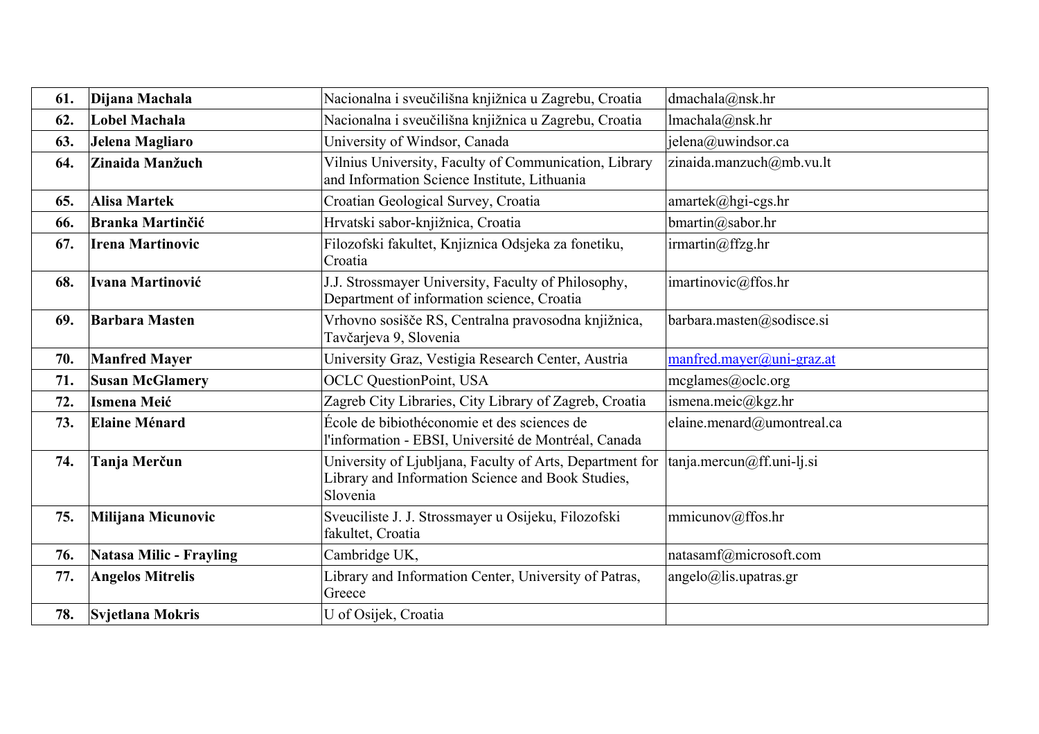| | | | |
|---|---|---|---|
| **61.** | **Dijana Machala** | Nacionalna i sveučilišna knjižnica u Zagrebu, Croatia | dmachala@nsk.hr |
| **62.** | **Lobel Machala** | Nacionalna i sveučilišna knjižnica u Zagrebu, Croatia | lmachala@nsk.hr |
| **63.** | **Jelena Magliaro** | University of Windsor, Canada | jelena@uwindsor.ca |
| **64.** | **Zinaida Manžuch** | Vilnius University, Faculty of Communication, Library and Information Science Institute, Lithuania | zinaida.manzuch@mb.vu.lt |
| **65.** | **Alisa Martek** | Croatian Geological Survey, Croatia | amartek@hgi-cgs.hr |
| **66.** | **Branka Martinčić** | Hrvatski sabor-knjižnica, Croatia | bmartin@sabor.hr |
| **67.** | **Irena Martinovic** | Filozofski fakultet, Knjiznica Odsjeka za fonetiku, Croatia | irmartin@ffzg.hr |
| **68.** | **Ivana Martinović** | J.J. Strossmayer University, Faculty of Philosophy, Department of information science, Croatia | imartinovic@ffos.hr |
| **69.** | **Barbara Masten** | Vrhovno sosišče RS, Centralna pravosodna knjižnica, Tavčarjeva 9, Slovenia | barbara.masten@sodisce.si |
| **70.** | **Manfred Mayer** | University Graz, Vestigia Research Center, Austria | manfred.mayer@uni-graz.at |
| **71.** | **Susan McGlamery** | OCLC QuestionPoint, USA | mcglames@oclc.org |
| **72.** | **Ismena Meić** | Zagreb City Libraries, City Library of Zagreb, Croatia | ismena.meic@kgz.hr |
| **73.** | **Elaine Ménard** | École de bibiothéconomie et des sciences de l'information - EBSI, Université de Montréal, Canada | elaine.menard@umontreal.ca |
| **74.** | **Tanja Merčun** | University of Ljubljana, Faculty of Arts, Department for Library and Information Science and Book Studies, Slovenia | tanja.mercun@ff.uni-lj.si |
| **75.** | **Milijana Micunovic** | Sveuciliste J. J. Strossmayer u Osijeku, Filozofski fakultet, Croatia | mmicunov@ffos.hr |
| **76.** | **Natasa Milic - Frayling** | Cambridge UK, | natasamf@microsoft.com |
| **77.** | **Angelos Mitrelis** | Library and Information Center, University of Patras, Greece | angelo@lis.upatras.gr |
| **78.** | **Svjetlana Mokris** | U of Osijek, Croatia | |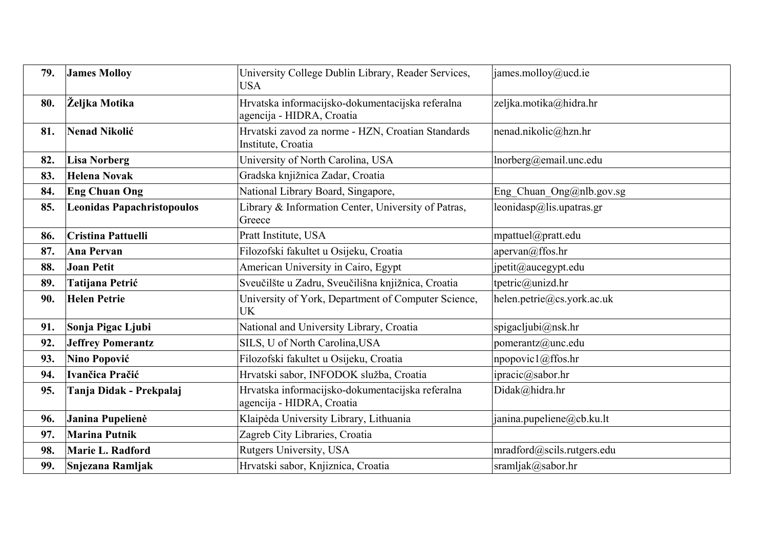| | | | |
|---|---|---|---|
| **79.** | **James Molloy** | University College Dublin Library, Reader Services, USA | james.molloy@ucd.ie |
| **80.** | **Željka Motika** | Hrvatska informacijsko-dokumentacijska referalna agencija - HIDRA, Croatia | zeljka.motika@hidra.hr |
| **81.** | **Nenad Nikolić** | Hrvatski zavod za norme - HZN, Croatian Standards Institute, Croatia | nenad.nikolic@hzn.hr |
| **82.** | **Lisa Norberg** | University of North Carolina, USA | lnorberg@email.unc.edu |
| **83.** | **Helena Novak** | Gradska knjižnica Zadar, Croatia | |
| **84.** | **Eng Chuan Ong** | National Library Board, Singapore, | Eng_Chuan_Ong@nlb.gov.sg |
| **85.** | **Leonidas Papachristopoulos** | Library & Information Center, University of Patras, Greece | leonidasp@lis.upatras.gr |
| **86.** | **Cristina Pattuelli** | Pratt Institute, USA | mpattuel@pratt.edu |
| **87.** | **Ana Pervan** | Filozofski fakultet u Osijeku, Croatia | apervan@ffos.hr |
| **88.** | **Joan Petit** | American University in Cairo, Egypt | jpetit@aucegypt.edu |
| **89.** | **Tatijana Petrić** | Sveučilšte u Zadru, Sveučilišna knjižnica, Croatia | tpetric@unizd.hr |
| **90.** | **Helen Petrie** | University of York, Department of Computer Science, UK | helen.petrie@cs.york.ac.uk |
| **91.** | **Sonja Pigac Ljubi** | National and University Library, Croatia | spigacljubi@nsk.hr |
| **92.** | **Jeffrey Pomerantz** | SILS, U of North Carolina,USA | pomerantz@unc.edu |
| **93.** | **Nino Popović** | Filozofski fakultet u Osijeku, Croatia | npopovic1@ffos.hr |
| **94.** | **Ivančica Pračić** | Hrvatski sabor, INFODOK služba, Croatia | ipracic@sabor.hr |
| **95.** | **Tanja Didak - Prekpalaj** | Hrvatska informacijsko-dokumentacijska referalna agencija - HIDRA, Croatia | Didak@hidra.hr |
| **96.** | **Janina Pupelienė** | Klaipėda University Library, Lithuania | janina.pupeliene@cb.ku.lt |
| **97.** | **Marina Putnik** | Zagreb City Libraries, Croatia | |
| **98.** | **Marie L. Radford** | Rutgers University, USA | mradford@scils.rutgers.edu |
| **99.** | **Snjezana Ramljak** | Hrvatski sabor, Knjiznica, Croatia | sramljak@sabor.hr |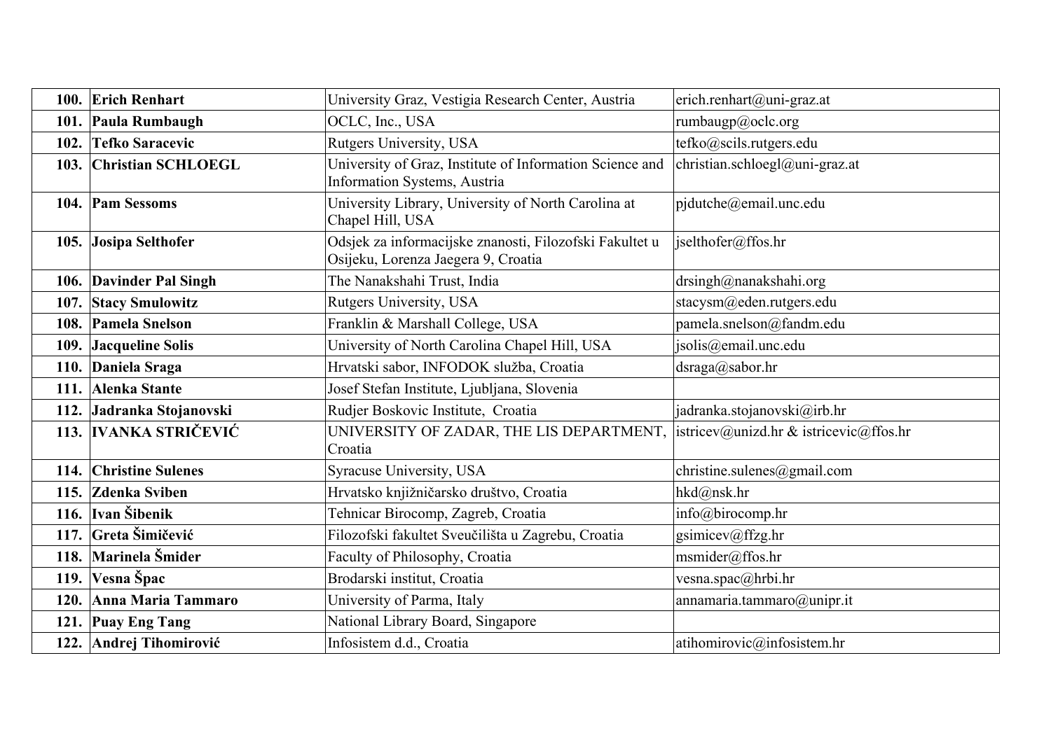| | | | |
|---|---|---|---|
| **100.** | **Erich Renhart** | University Graz, Vestigia Research Center, Austria | erich.renhart@uni-graz.at |
| **101.** | **Paula Rumbaugh** | OCLC, Inc., USA | rumbaugp@oclc.org |
| **102.** | **Tefko Saracevic** | Rutgers University, USA | tefko@scils.rutgers.edu |
| **103.** | **Christian SCHLOEGL** | University of Graz, Institute of Information Science and Information Systems, Austria | christian.schloegl@uni-graz.at |
| **104.** | **Pam Sessoms** | University Library, University of North Carolina at Chapel Hill, USA | pjdutche@email.unc.edu |
| **105.** | **Josipa Selthofer** | Odsjek za informacijske znanosti, Filozofski Fakultet u Osijeku, Lorenza Jaegera 9, Croatia | jselthofer@ffos.hr |
| **106.** | **Davinder Pal Singh** | The Nanakshahi Trust, India | drsingh@nanakshahi.org |
| **107.** | **Stacy Smulowitz** | Rutgers University, USA | stacysm@eden.rutgers.edu |
| **108.** | **Pamela Snelson** | Franklin & Marshall College, USA | pamela.snelson@fandm.edu |
| **109.** | **Jacqueline Solis** | University of North Carolina Chapel Hill, USA | jsolis@email.unc.edu |
| **110.** | **Daniela Sraga** | Hrvatski sabor, INFODOK služba, Croatia | dsraga@sabor.hr |
| **111.** | **Alenka Stante** | Josef Stefan Institute, Ljubljana, Slovenia | |
| **112.** | **Jadranka Stojanovski** | Rudjer Boskovic Institute, Croatia | jadranka.stojanovski@irb.hr |
| **113.** | **IVANKA STRIČEVIĆ** | UNIVERSITY OF ZADAR, THE LIS DEPARTMENT, Croatia | istricev@unizd.hr & istricevic@ffos.hr |
| **114.** | **Christine Sulenes** | Syracuse University, USA | christine.sulenes@gmail.com |
| **115.** | **Zdenka Sviben** | Hrvatsko knjižničarsko društvo, Croatia | hkd@nsk.hr |
| **116.** | **Ivan Šibenik** | Tehnicar Birocomp, Zagreb, Croatia | info@birocomp.hr |
| **117.** | **Greta Šimičević** | Filozofski fakultet Sveučilišta u Zagrebu, Croatia | gsimicev@ffzg.hr |
| **118.** | **Marinela Šmider** | Faculty of Philosophy, Croatia | msmider@ffos.hr |
| **119.** | **Vesna Špac** | Brodarski institut, Croatia | vesna.spac@hrbi.hr |
| **120.** | **Anna Maria Tammaro** | University of Parma, Italy | annamaria.tammaro@unipr.it |
| **121.** | **Puay Eng Tang** | National Library Board, Singapore | |
| **122.** | **Andrej Tihomirović** | Infosistem d.d., Croatia | atihomirovic@infosistem.hr |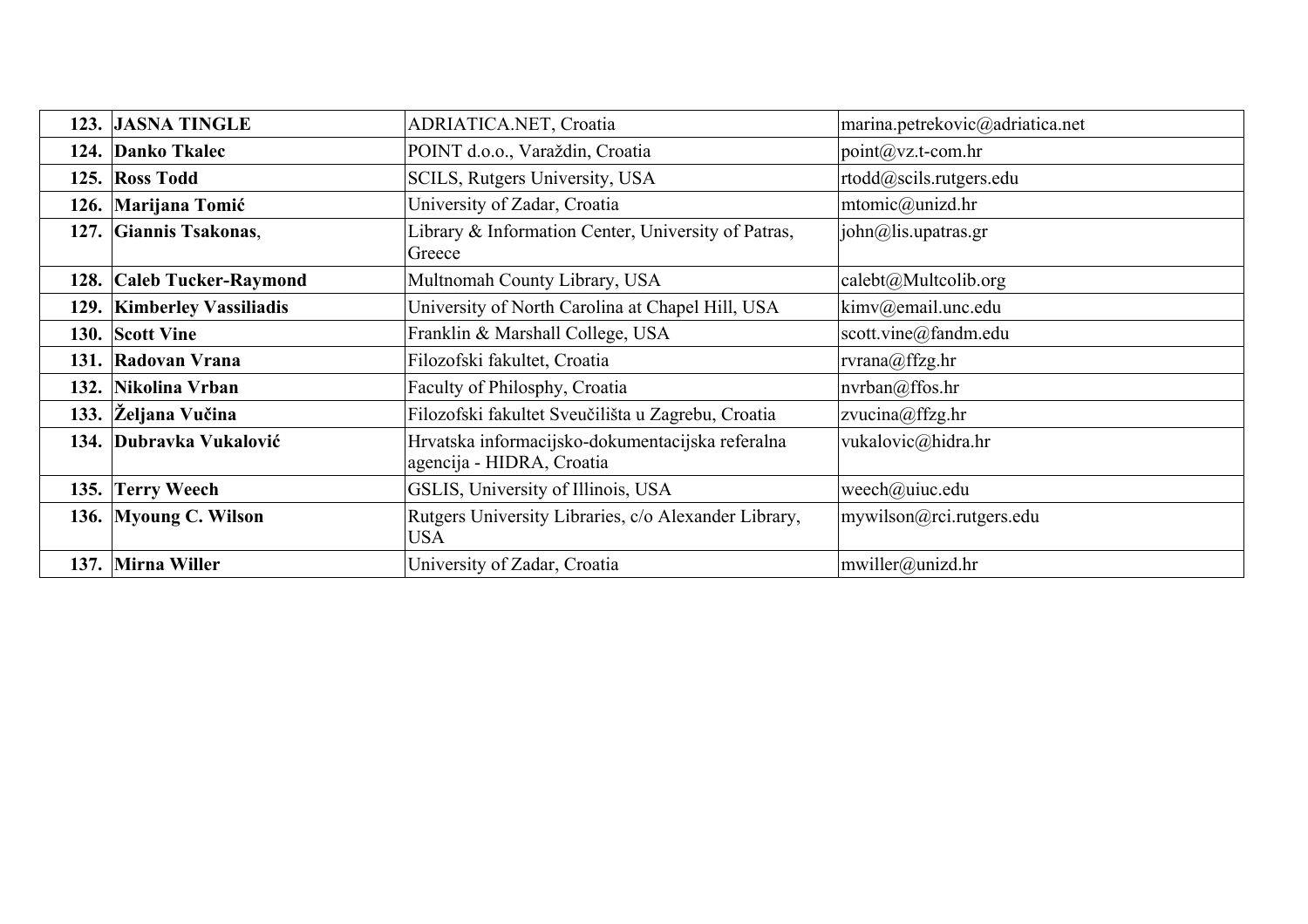| | | | |
|---|---|---|---|
| **123.** | **JASNA TINGLE** | ADRIATICA.NET, Croatia | marina.petrekovic@adriatica.net |
| **124.** | **Danko Tkalec** | POINT d.o.o., Varaždin, Croatia | point@vz.t-com.hr |
| **125.** | **Ross Todd** | SCILS, Rutgers University, USA | rtodd@scils.rutgers.edu |
| **126.** | **Marijana Tomić** | University of Zadar, Croatia | mtomic@unizd.hr |
| **127.** | **Giannis Tsakonas**, | Library & Information Center, University of Patras, Greece | john@lis.upatras.gr |
| **128.** | **Caleb Tucker-Raymond** | Multnomah County Library, USA | calebt@Multcolib.org |
| **129.** | **Kimberley Vassiliadis** | University of North Carolina at Chapel Hill, USA | kimv@email.unc.edu |
| **130.** | **Scott Vine** | Franklin & Marshall College, USA | scott.vine@fandm.edu |
| **131.** | **Radovan Vrana** | Filozofski fakultet, Croatia | rvrana@ffzg.hr |
| **132.** | **Nikolina Vrban** | Faculty of Philosphy, Croatia | nvrban@ffos.hr |
| **133.** | **Željana Vučina** | Filozofski fakultet Sveučilišta u Zagrebu, Croatia | zvucina@ffzg.hr |
| **134.** | **Dubravka Vukalović** | Hrvatska informacijsko-dokumentacijska referalna agencija - HIDRA, Croatia | vukalovic@hidra.hr |
| **135.** | **Terry Weech** | GSLIS, University of Illinois, USA | weech@uiuc.edu |
| **136.** | **Myoung C. Wilson** | Rutgers University Libraries, c/o Alexander Library, USA | mywilson@rci.rutgers.edu |
| **137.** | **Mirna Willer** | University of Zadar, Croatia | mwiller@unizd.hr |